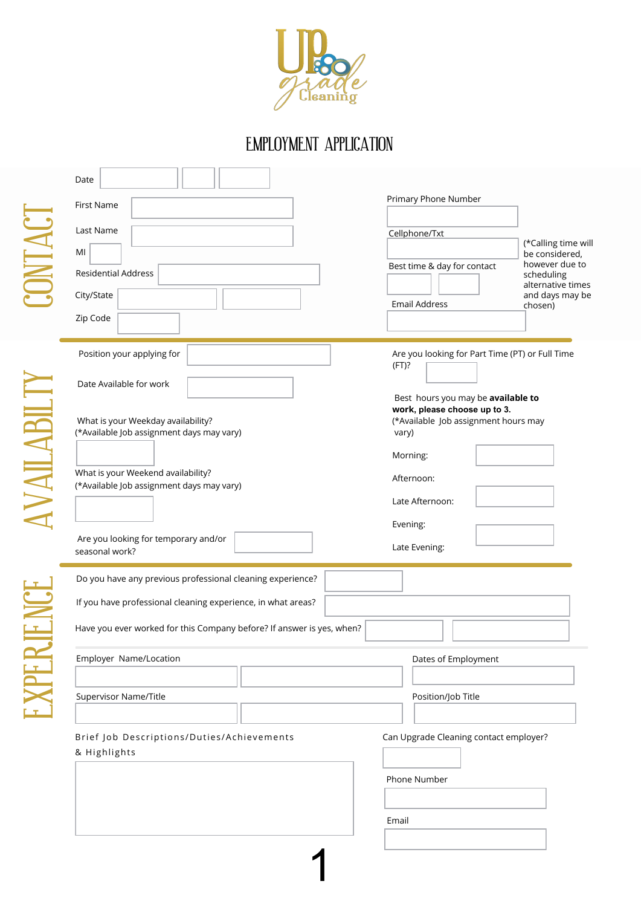UP grade Cleaning

# EMPLOYMENT APPLICATION

## CONTACT

Date

First Name

Last Name

MI

Residential Address

City/State

Zip Code

Primary Phone Number

Cellphone/Txt

Best time & day for contact

(*Calling time will be considered, however due to scheduling alternative times and days may be chosen)

Email Address

## AVAILABILTY

Position your applying for

Date Available for work

What is your Weekday availability?
(*Available Job assignment days may vary)

What is your Weekend availability?
(*Available Job assignment days may vary)

Are you looking for temporary and/or seasonal work?

Are you looking for Part Time (PT) or Full Time (FT)?

Best hours you may be **available to work, please choose up to 3.**
(*Available Job assignment hours may vary)

Morning:

Afternoon:

Late Afternoon:

Evening:

Late Evening:

## EXPERIENCE

Do you have any previous professional cleaning experience?

If you have professional cleaning experience, in what areas?

Have you ever worked for this Company before? If answer is yes, when?

Employer Name/Location

Dates of Employment

Supervisor Name/Title

Position/Job Title

Brief Job Descriptions/Duties/Achievements & Highlights

Can Upgrade Cleaning contact employer?

Phone Number

Email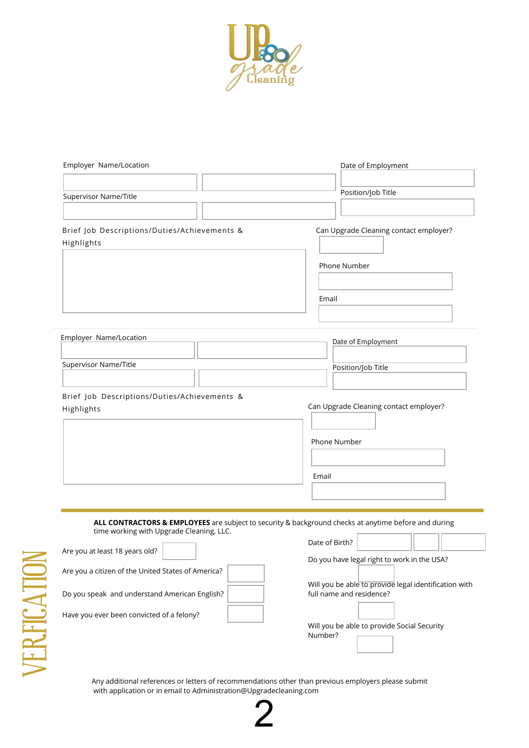Employer Name/Location

Date of Employment

Supervisor Name/Title

Position/Job Title

Brief Job Descriptions/Duties/Achievements & Highlights

Can Upgrade Cleaning contact employer?

Phone Number

Email

Employer Name/Location

Date of Employment

Supervisor Name/Title

Position/Job Title

Brief Job Descriptions/Duties/Achievements & Highlights

Can Upgrade Cleaning contact employer?

Phone Number

Email

## VERFICATION

**ALL CONTRACTORS & EMPLOYEES** are subject to security & background checks at anytime before and during time working with Upgrade Cleaning, LLC.

Are you at least 18 years old?

Are you a citizen of the United States of America?

Do you speak and understand American English?

Have you ever been convicted of a felony?

Date of Birth?

Do you have legal right to work in the USA?

Will you be able to provide legal identification with full name and residence?

Will you be able to provide Social Security Number?

Any additional references or letters of recommendations other than previous employers please submit with application or in email to Administration@Upgradecleaning.com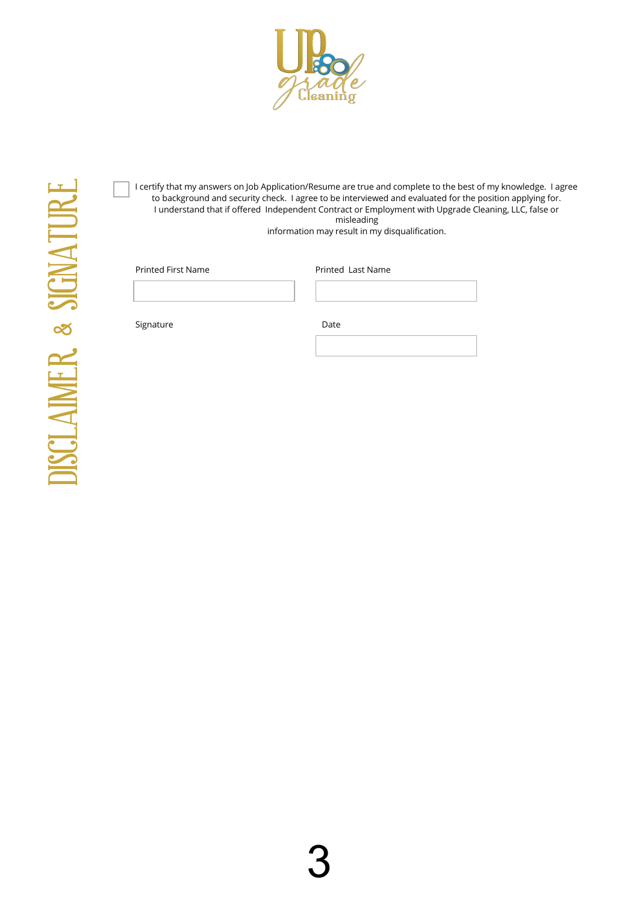# DISCLAIMER & SIGNATURE

☐ I certify that my answers on Job Application/Resume are true and complete to the best of my knowledge. I agree to background and security check. I agree to be interviewed and evaluated for the position applying for. I understand that if offered Independent Contract or Employment with Upgrade Cleaning, LLC, false or misleading information may result in my disqualification.

Printed First Name

Printed Last Name

Signature

Date